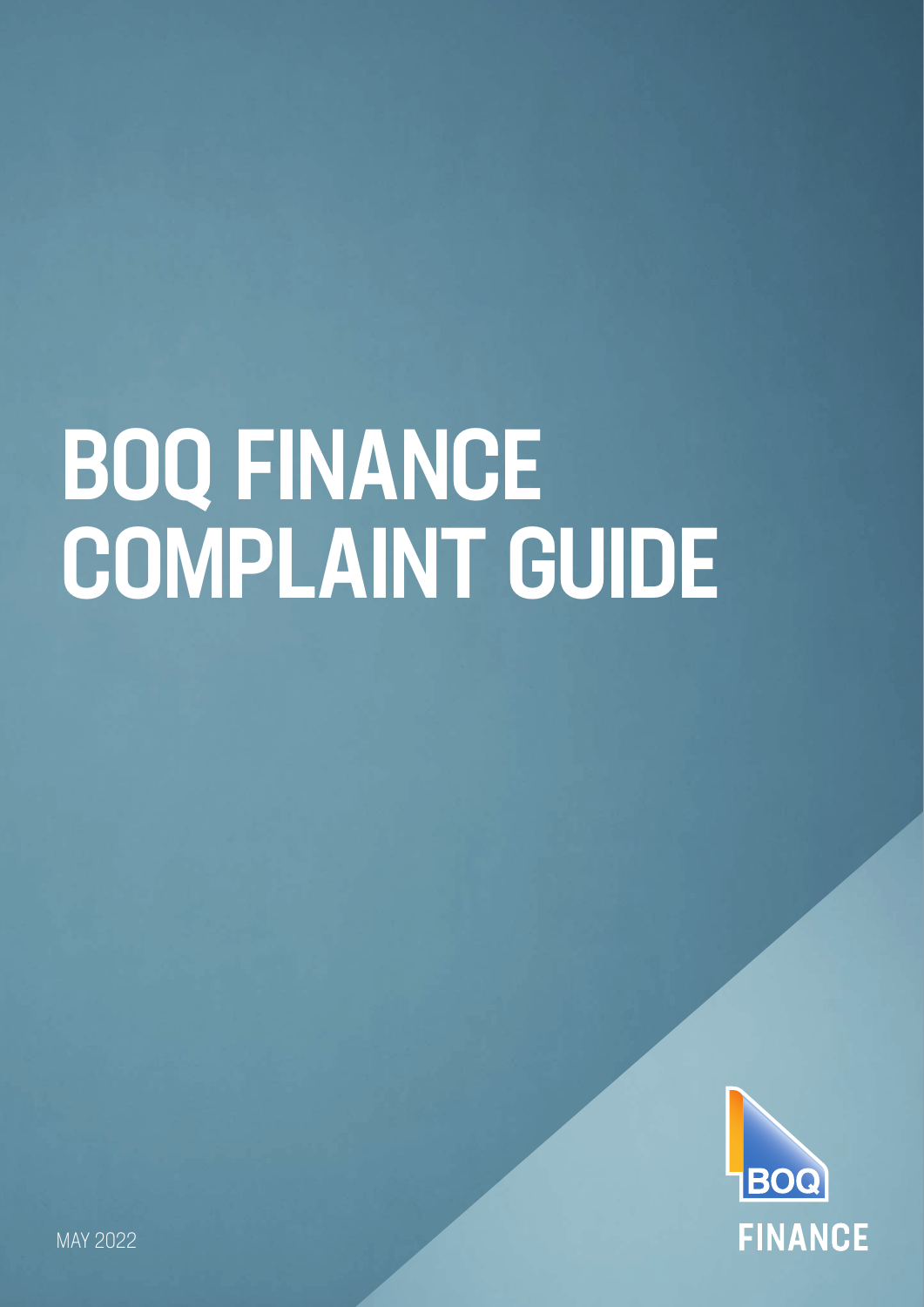# BOQ FINANCE COMPLAINT GUIDE

MAY 2022

BOQ FINANCE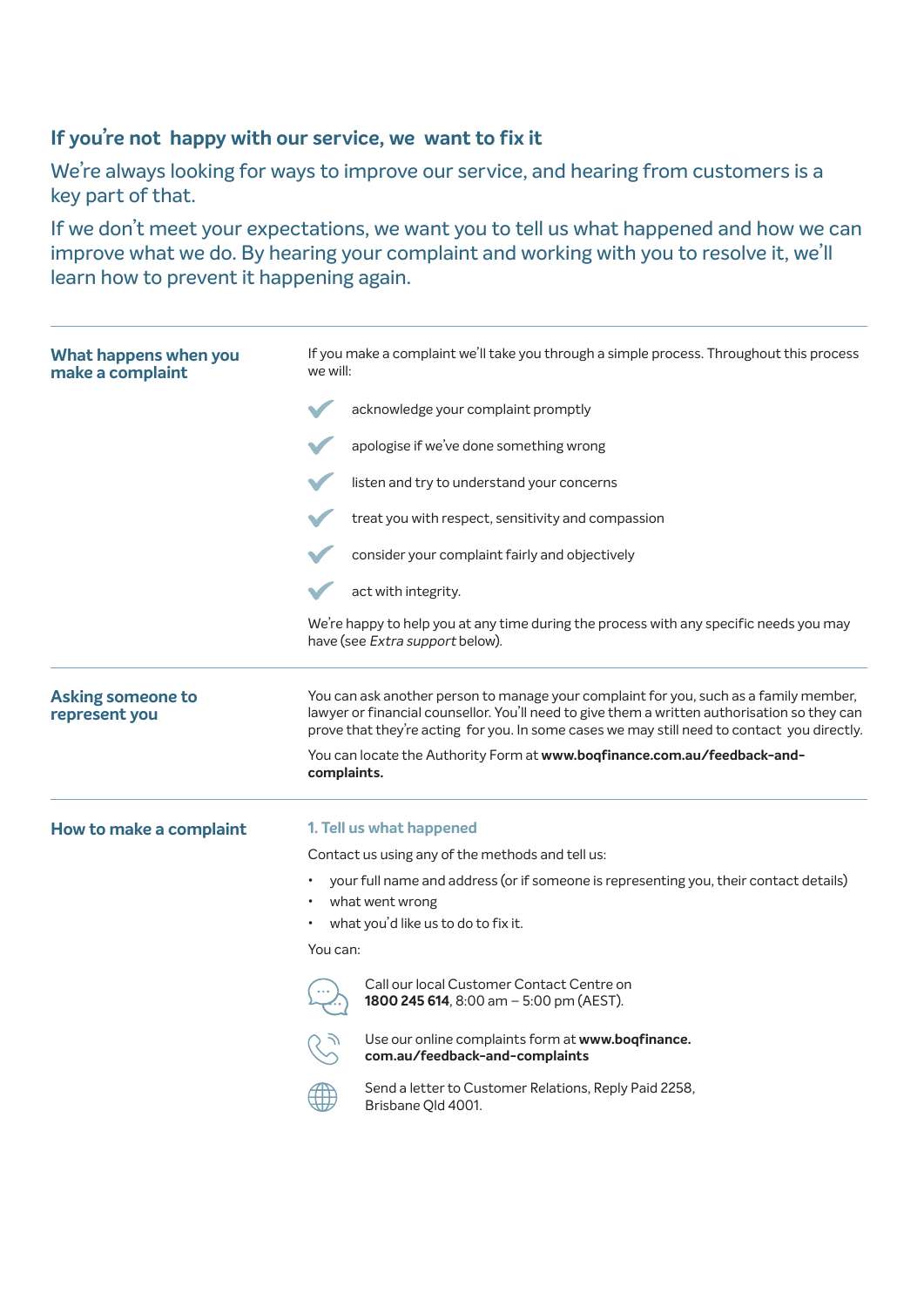## If you're not happy with our service, we want to fix it

We're always looking for ways to improve our service, and hearing from customers is a key part of that.

If we don't meet your expectations, we want you to tell us what happened and how we can improve what we do. By hearing your complaint and working with you to resolve it, we'll learn how to prevent it happening again.

### What happens when you make a complaint

If you make a complaint we'll take you through a simple process. Throughout this process we will:

- acknowledge your complaint promptly
- apologise if we've done something wrong
- listen and try to understand your concerns
- treat you with respect, sensitivity and compassion
- consider your complaint fairly and objectively
- act with integrity.

We're happy to help you at any time during the process with any specific needs you may have (see *Extra support* below).

### Asking someone to represent you

You can ask another person to manage your complaint for you, such as a family member, lawyer or financial counsellor. You'll need to give them a written authorisation so they can prove that they're acting for you. In some cases we may still need to contact you directly.

You can locate the Authority Form at **www.boqfinance.com.au/feedback-and-complaints.**

### How to make a complaint

#### 1. Tell us what happened

Contact us using any of the methods and tell us:

- your full name and address (or if someone is representing you, their contact details)
- what went wrong
- what you'd like us to do to fix it.

You can:

- Call our local Customer Contact Centre on **1800 245 614**, 8:00 am – 5:00 pm (AEST).
- Use our online complaints form at **www.boqfinance.com.au/feedback-and-complaints**
- Send a letter to Customer Relations, Reply Paid 2258, Brisbane Qld 4001.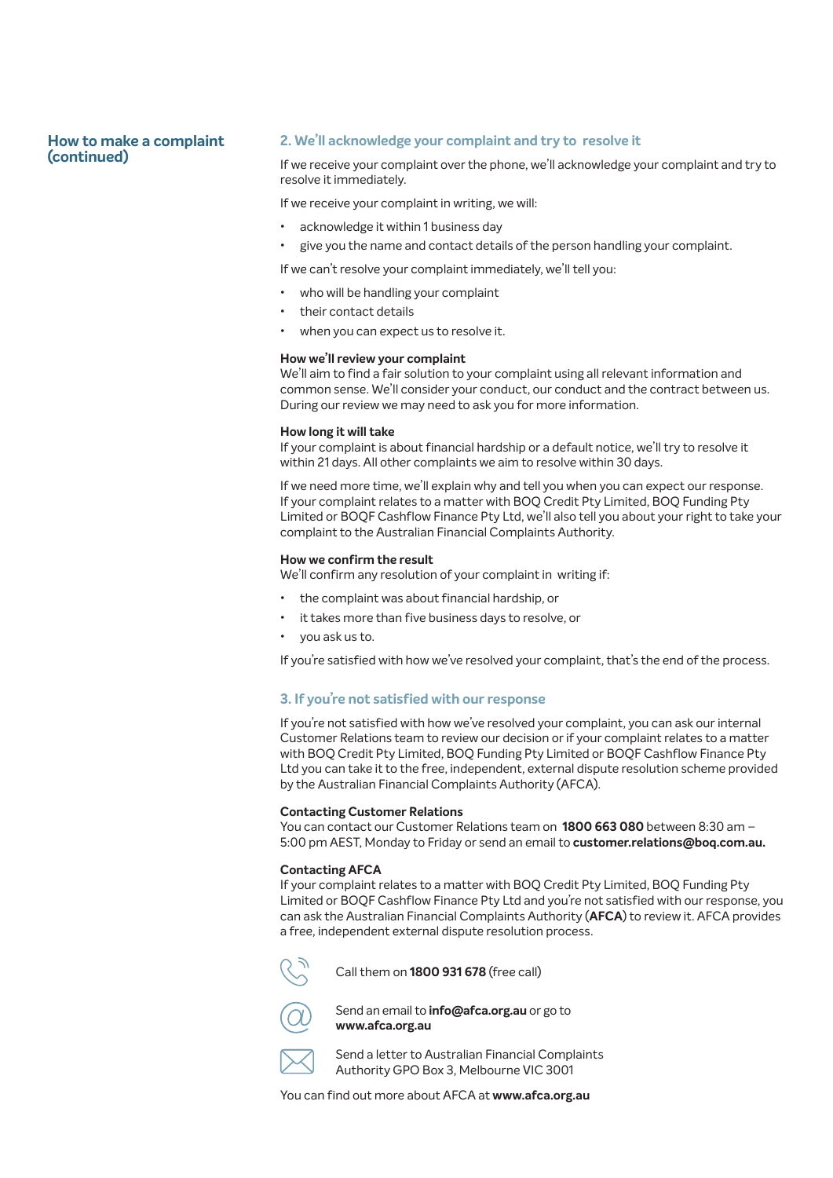## How to make a complaint (continued)

### 2. We'll acknowledge your complaint and try to resolve it

If we receive your complaint over the phone, we'll acknowledge your complaint and try to resolve it immediately.

If we receive your complaint in writing, we will:

- acknowledge it within 1 business day
- give you the name and contact details of the person handling your complaint.

If we can't resolve your complaint immediately, we'll tell you:

- who will be handling your complaint
- their contact details
- when you can expect us to resolve it.

**How we'll review your complaint**
We'll aim to find a fair solution to your complaint using all relevant information and common sense. We'll consider your conduct, our conduct and the contract between us. During our review we may need to ask you for more information.

**How long it will take**
If your complaint is about financial hardship or a default notice, we'll try to resolve it within 21 days. All other complaints we aim to resolve within 30 days.

If we need more time, we'll explain why and tell you when you can expect our response. If your complaint relates to a matter with BOQ Credit Pty Limited, BOQ Funding Pty Limited or BOQF Cashflow Finance Pty Ltd, we'll also tell you about your right to take your complaint to the Australian Financial Complaints Authority.

**How we confirm the result**
We'll confirm any resolution of your complaint in writing if:

- the complaint was about financial hardship, or
- it takes more than five business days to resolve, or
- you ask us to.

If you're satisfied with how we've resolved your complaint, that's the end of the process.

### 3. If you're not satisfied with our response

If you're not satisfied with how we've resolved your complaint, you can ask our internal Customer Relations team to review our decision or if your complaint relates to a matter with BOQ Credit Pty Limited, BOQ Funding Pty Limited or BOQF Cashflow Finance Pty Ltd you can take it to the free, independent, external dispute resolution scheme provided by the Australian Financial Complaints Authority (AFCA).

**Contacting Customer Relations**
You can contact our Customer Relations team on **1800 663 080** between 8:30 am – 5:00 pm AEST, Monday to Friday or send an email to **customer.relations@boq.com.au.**

**Contacting AFCA**
If your complaint relates to a matter with BOQ Credit Pty Limited, BOQ Funding Pty Limited or BOQF Cashflow Finance Pty Ltd and you're not satisfied with our response, you can ask the Australian Financial Complaints Authority (**AFCA**) to review it. AFCA provides a free, independent external dispute resolution process.

Call them on **1800 931 678** (free call)

Send an email to **info@afca.org.au** or go to **www.afca.org.au**

Send a letter to Australian Financial Complaints Authority GPO Box 3, Melbourne VIC 3001

You can find out more about AFCA at **www.afca.org.au**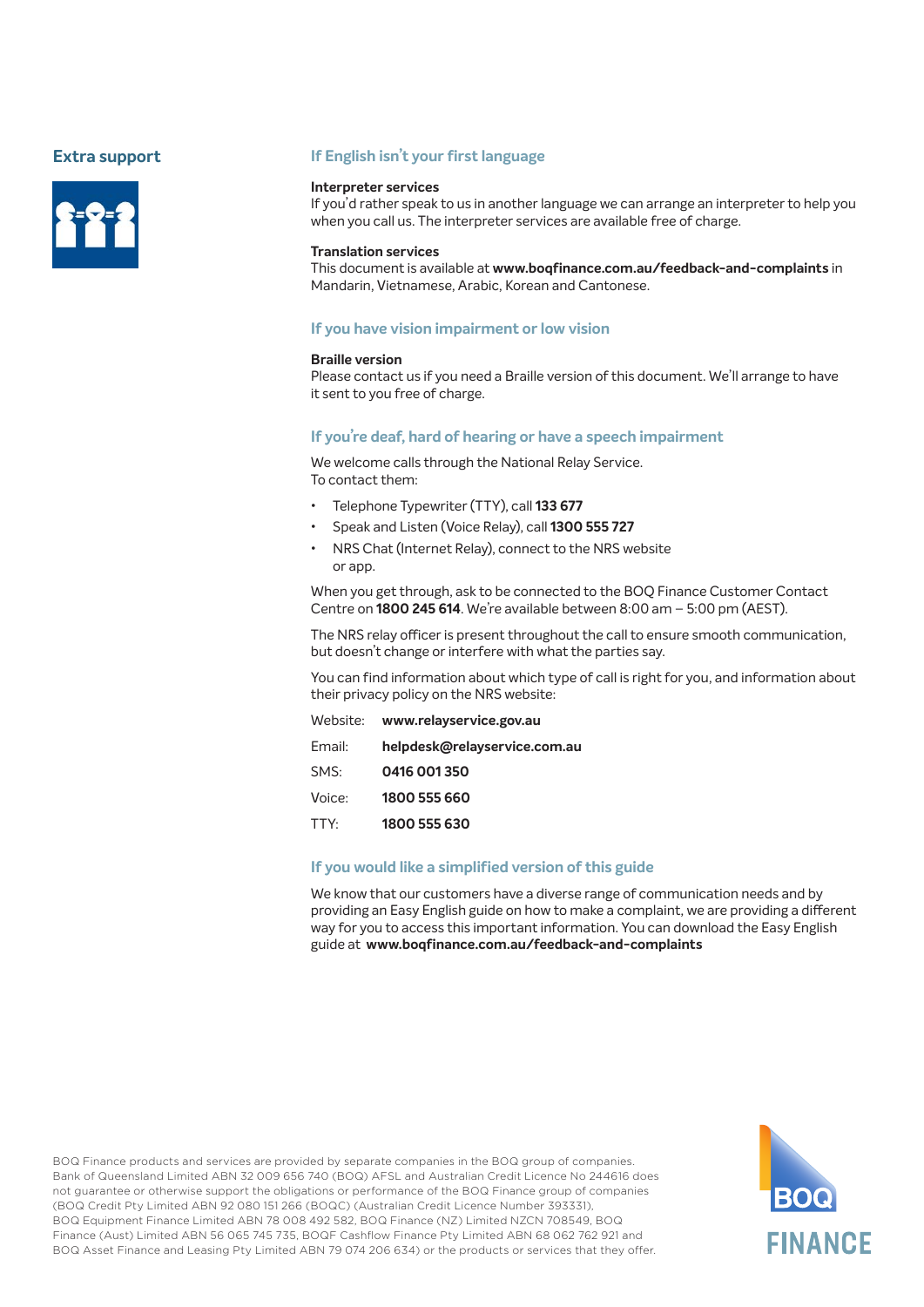## Extra support

### If English isn't your first language

**Interpreter services**
If you'd rather speak to us in another language we can arrange an interpreter to help you when you call us. The interpreter services are available free of charge.

**Translation services**
This document is available at **www.boqfinance.com.au/feedback-and-complaints** in Mandarin, Vietnamese, Arabic, Korean and Cantonese.

### If you have vision impairment or low vision

**Braille version**
Please contact us if you need a Braille version of this document. We'll arrange to have it sent to you free of charge.

### If you're deaf, hard of hearing or have a speech impairment

We welcome calls through the National Relay Service.
To contact them:

- Telephone Typewriter (TTY), call **133 677**
- Speak and Listen (Voice Relay), call **1300 555 727**
- NRS Chat (Internet Relay), connect to the NRS website or app.

When you get through, ask to be connected to the BOQ Finance Customer Contact Centre on **1800 245 614**. We're available between 8:00 am – 5:00 pm (AEST).

The NRS relay officer is present throughout the call to ensure smooth communication, but doesn't change or interfere with what the parties say.

You can find information about which type of call is right for you, and information about their privacy policy on the NRS website:

| | |
|---|---|
| Website: | **www.relayservice.gov.au** |
| Email: | **helpdesk@relayservice.com.au** |
| SMS: | **0416 001 350** |
| Voice: | **1800 555 660** |
| TTY: | **1800 555 630** |

### If you would like a simplified version of this guide

We know that our customers have a diverse range of communication needs and by providing an Easy English guide on how to make a complaint, we are providing a different way for you to access this important information. You can download the Easy English guide at **www.boqfinance.com.au/feedback-and-complaints**

BOQ Finance products and services are provided by separate companies in the BOQ group of companies. Bank of Queensland Limited ABN 32 009 656 740 (BOQ) AFSL and Australian Credit Licence No 244616 does not guarantee or otherwise support the obligations or performance of the BOQ Finance group of companies (BOQ Credit Pty Limited ABN 92 080 151 266 (BOQC) (Australian Credit Licence Number 393331), BOQ Equipment Finance Limited ABN 78 008 492 582, BOQ Finance (NZ) Limited NZCN 708549, BOQ Finance (Aust) Limited ABN 56 065 745 735, BOQF Cashflow Finance Pty Limited ABN 68 062 762 921 and BOQ Asset Finance and Leasing Pty Limited ABN 79 074 206 634) or the products or services that they offer.

BOQ FINANCE